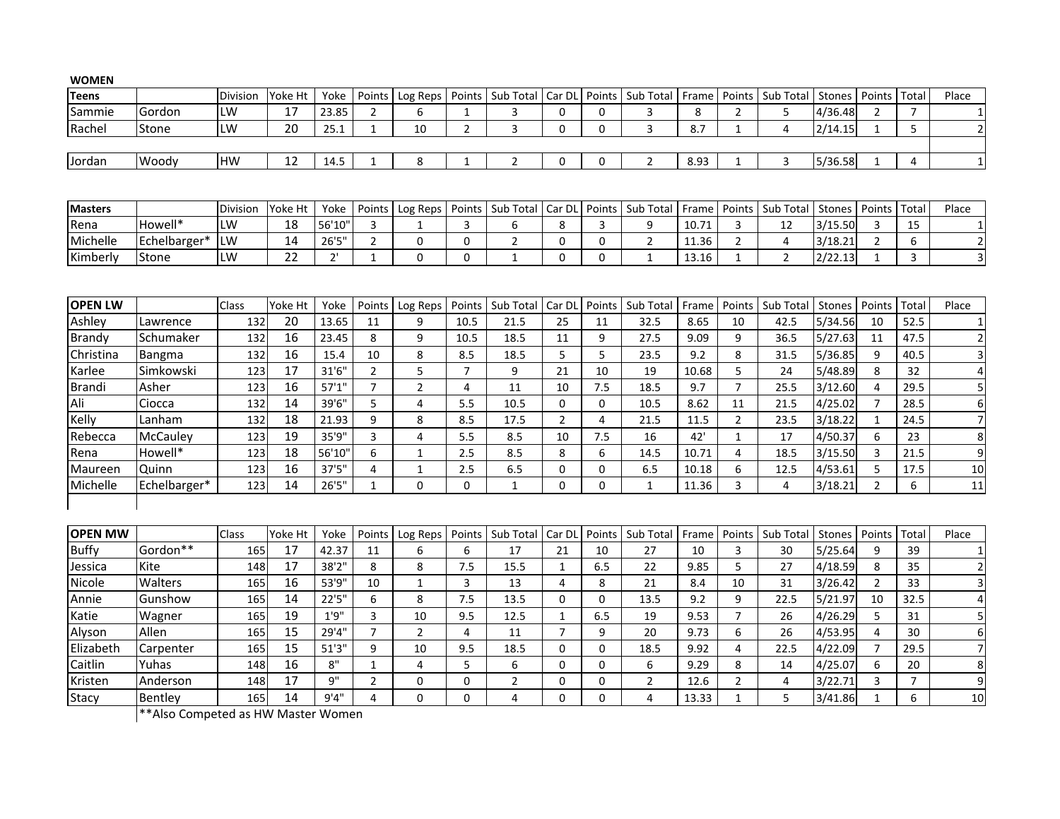**WOMEN**

| Teens | | Division | Yoke Ht | Yoke | Points | Log Reps | Points | Sub Total | Car DL | Points | Sub Total | Frame | Points | Sub Total | Stones | Points | Total | Place |
|---|---|---|---|---|---|---|---|---|---|---|---|---|---|---|---|---|---|---|
| Sammie | Gordon | LW | 17 | 23.85 | 2 | 6 | 1 | 3 | 0 | 0 | 3 | 8 | 2 | 5 | 4/36.48 | 2 | 7 | 1 |
| Rachel | Stone | LW | 20 | 25.1 | 1 | 10 | 2 | 3 | 0 | 0 | 3 | 8.7 | 1 | 4 | 2/14.15 | 1 | 5 | 2 |
| | | | | | | | | | | | | | | | | | | |
| Jordan | Woody | HW | 12 | 14.5 | 1 | 8 | 1 | 2 | 0 | 0 | 2 | 8.93 | 1 | 3 | 5/36.58 | 1 | 4 | 1 |

| Masters | | Division | Yoke Ht | Yoke | Points | Log Reps | Points | Sub Total | Car DL | Points | Sub Total | Frame | Points | Sub Total | Stones | Points | Total | Place |
|---|---|---|---|---|---|---|---|---|---|---|---|---|---|---|---|---|---|---|
| Rena | Howell* | LW | 18 | 56'10" | 3 | 1 | 3 | 6 | 8 | 3 | 9 | 10.71 | 3 | 12 | 3/15.50 | 3 | 15 | 1 |
| Michelle | Echelbarger* | LW | 14 | 26'5" | 2 | 0 | 0 | 2 | 0 | 0 | 2 | 11.36 | 2 | 4 | 3/18.21 | 2 | 6 | 2 |
| Kimberly | Stone | LW | 22 | 2' | 1 | 0 | 0 | 1 | 0 | 0 | 1 | 13.16 | 1 | 2 | 2/22.13 | 1 | 3 | 3 |

| OPEN LW | | Class | Yoke Ht | Yoke | Points | Log Reps | Points | Sub Total | Car DL | Points | Sub Total | Frame | Points | Sub Total | Stones | Points | Total | Place |
|---|---|---|---|---|---|---|---|---|---|---|---|---|---|---|---|---|---|---|
| Ashley | Lawrence | 132 | 20 | 13.65 | 11 | 9 | 10.5 | 21.5 | 25 | 11 | 32.5 | 8.65 | 10 | 42.5 | 5/34.56 | 10 | 52.5 | 1 |
| Brandy | Schumaker | 132 | 16 | 23.45 | 8 | 9 | 10.5 | 18.5 | 11 | 9 | 27.5 | 9.09 | 9 | 36.5 | 5/27.63 | 11 | 47.5 | 2 |
| Christina | Bangma | 132 | 16 | 15.4 | 10 | 8 | 8.5 | 18.5 | 5 | 5 | 23.5 | 9.2 | 8 | 31.5 | 5/36.85 | 9 | 40.5 | 3 |
| Karlee | Simkowski | 123 | 17 | 31'6" | 2 | 5 | 7 | 9 | 21 | 10 | 19 | 10.68 | 5 | 24 | 5/48.89 | 8 | 32 | 4 |
| Brandi | Asher | 123 | 16 | 57'1" | 7 | 2 | 4 | 11 | 10 | 7.5 | 18.5 | 9.7 | 7 | 25.5 | 3/12.60 | 4 | 29.5 | 5 |
| Ali | Ciocca | 132 | 14 | 39'6" | 5 | 4 | 5.5 | 10.5 | 0 | 0 | 10.5 | 8.62 | 11 | 21.5 | 4/25.02 | 7 | 28.5 | 6 |
| Kelly | Lanham | 132 | 18 | 21.93 | 9 | 8 | 8.5 | 17.5 | 2 | 4 | 21.5 | 11.5 | 2 | 23.5 | 3/18.22 | 1 | 24.5 | 7 |
| Rebecca | McCauley | 123 | 19 | 35'9" | 3 | 4 | 5.5 | 8.5 | 10 | 7.5 | 16 | 42' | 1 | 17 | 4/50.37 | 6 | 23 | 8 |
| Rena | Howell* | 123 | 18 | 56'10" | 6 | 1 | 2.5 | 8.5 | 8 | 6 | 14.5 | 10.71 | 4 | 18.5 | 3/15.50 | 3 | 21.5 | 9 |
| Maureen | Quinn | 123 | 16 | 37'5" | 4 | 1 | 2.5 | 6.5 | 0 | 0 | 6.5 | 10.18 | 6 | 12.5 | 4/53.61 | 5 | 17.5 | 10 |
| Michelle | Echelbarger* | 123 | 14 | 26'5" | 1 | 0 | 0 | 1 | 0 | 0 | 1 | 11.36 | 3 | 4 | 3/18.21 | 2 | 6 | 11 |

| OPEN MW | | Class | Yoke Ht | Yoke | Points | Log Reps | Points | Sub Total | Car DL | Points | Sub Total | Frame | Points | Sub Total | Stones | Points | Total | Place |
|---|---|---|---|---|---|---|---|---|---|---|---|---|---|---|---|---|---|---|
| Buffy | Gordon** | 165 | 17 | 42.37 | 11 | 6 | 6 | 17 | 21 | 10 | 27 | 10 | 3 | 30 | 5/25.64 | 9 | 39 | 1 |
| Jessica | Kite | 148 | 17 | 38'2" | 8 | 8 | 7.5 | 15.5 | 1 | 6.5 | 22 | 9.85 | 5 | 27 | 4/18.59 | 8 | 35 | 2 |
| Nicole | Walters | 165 | 16 | 53'9" | 10 | 1 | 3 | 13 | 4 | 8 | 21 | 8.4 | 10 | 31 | 3/26.42 | 2 | 33 | 3 |
| Annie | Gunshow | 165 | 14 | 22'5" | 6 | 8 | 7.5 | 13.5 | 0 | 0 | 13.5 | 9.2 | 9 | 22.5 | 5/21.97 | 10 | 32.5 | 4 |
| Katie | Wagner | 165 | 19 | 1'9" | 3 | 10 | 9.5 | 12.5 | 1 | 6.5 | 19 | 9.53 | 7 | 26 | 4/26.29 | 5 | 31 | 5 |
| Alyson | Allen | 165 | 15 | 29'4" | 7 | 2 | 4 | 11 | 7 | 9 | 20 | 9.73 | 6 | 26 | 4/53.95 | 4 | 30 | 6 |
| Elizabeth | Carpenter | 165 | 15 | 51'3" | 9 | 10 | 9.5 | 18.5 | 0 | 0 | 18.5 | 9.92 | 4 | 22.5 | 4/22.09 | 7 | 29.5 | 7 |
| Caitlin | Yuhas | 148 | 16 | 8" | 1 | 4 | 5 | 6 | 0 | 0 | 6 | 9.29 | 8 | 14 | 4/25.07 | 6 | 20 | 8 |
| Kristen | Anderson | 148 | 17 | 9" | 2 | 0 | 0 | 2 | 0 | 0 | 2 | 12.6 | 2 | 4 | 3/22.71 | 3 | 7 | 9 |
| Stacy | Bentley | 165 | 14 | 9'4" | 4 | 0 | 0 | 4 | 0 | 0 | 4 | 13.33 | 1 | 5 | 3/41.86 | 1 | 6 | 10 |

**Also Competed as HW Master Women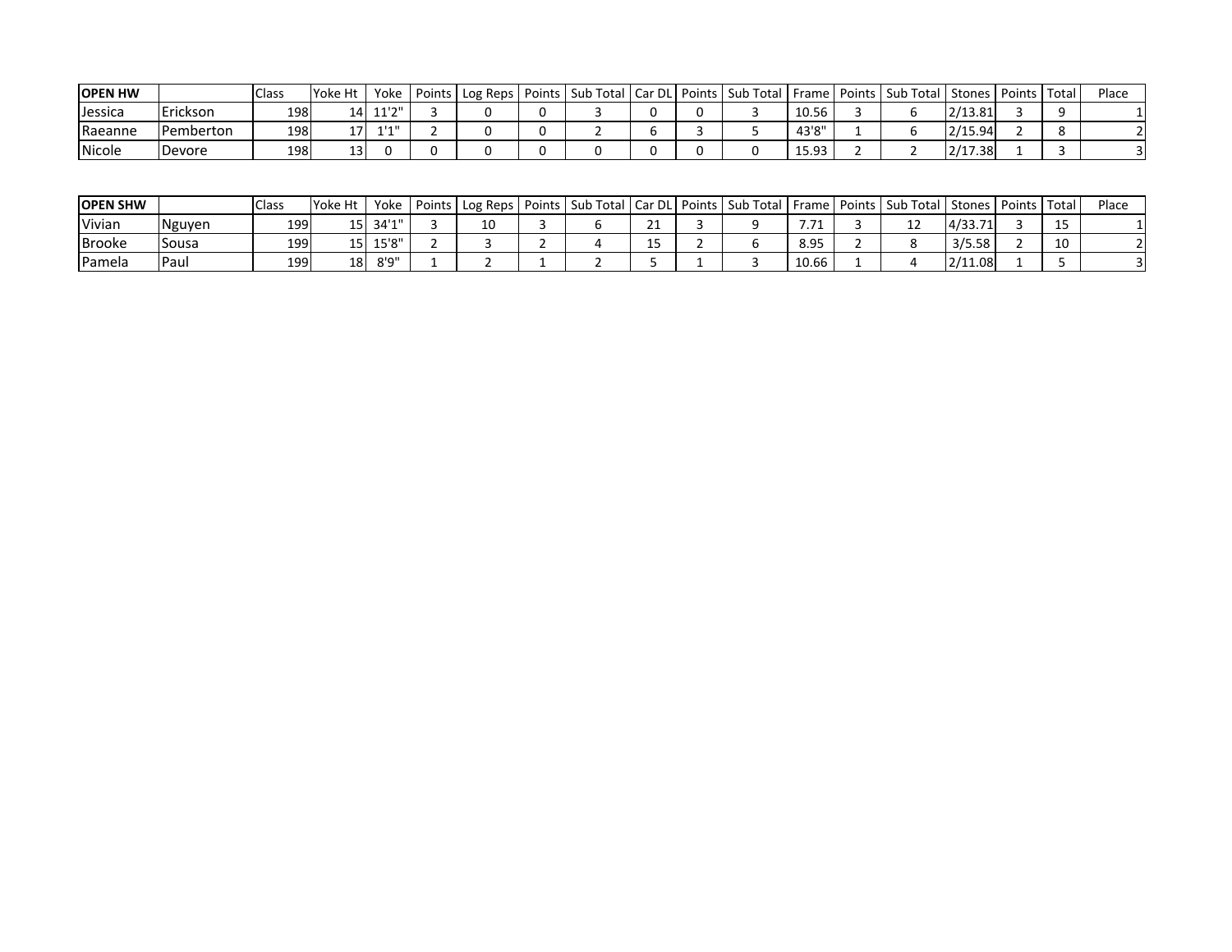| OPEN HW | | Class | Yoke Ht | Yoke | Points | Log Reps | Points | Sub Total | Car DL | Points | Sub Total | Frame | Points | Sub Total | Stones | Points | Total | Place |
|---|---|---|---|---|---|---|---|---|---|---|---|---|---|---|---|---|---|---|
| Jessica | Erickson | 198 | 14 | 11'2" | 3 | 0 | 0 | 3 | 0 | 0 | 3 | 10.56 | 3 | 6 | 2/13.81 | 3 | 9 | 1 |
| Raeanne | Pemberton | 198 | 17 | 1'1" | 2 | 0 | 0 | 2 | 6 | 3 | 5 | 43'8" | 1 | 6 | 2/15.94 | 2 | 8 | 2 |
| Nicole | Devore | 198 | 13 | 0 | 0 | 0 | 0 | 0 | 0 | 0 | 0 | 15.93 | 2 | 2 | 2/17.38 | 1 | 3 | 3 |

| OPEN SHW | | Class | Yoke Ht | Yoke | Points | Log Reps | Points | Sub Total | Car DL | Points | Sub Total | Frame | Points | Sub Total | Stones | Points | Total | Place |
|---|---|---|---|---|---|---|---|---|---|---|---|---|---|---|---|---|---|---|
| Vivian | Nguyen | 199 | 15 | 34'1" | 3 | 10 | 3 | 6 | 21 | 3 | 9 | 7.71 | 3 | 12 | 4/33.71 | 3 | 15 | 1 |
| Brooke | Sousa | 199 | 15 | 15'8" | 2 | 3 | 2 | 4 | 15 | 2 | 6 | 8.95 | 2 | 8 | 3/5.58 | 2 | 10 | 2 |
| Pamela | Paul | 199 | 18 | 8'9" | 1 | 2 | 1 | 2 | 5 | 1 | 3 | 10.66 | 1 | 4 | 2/11.08 | 1 | 5 | 3 |